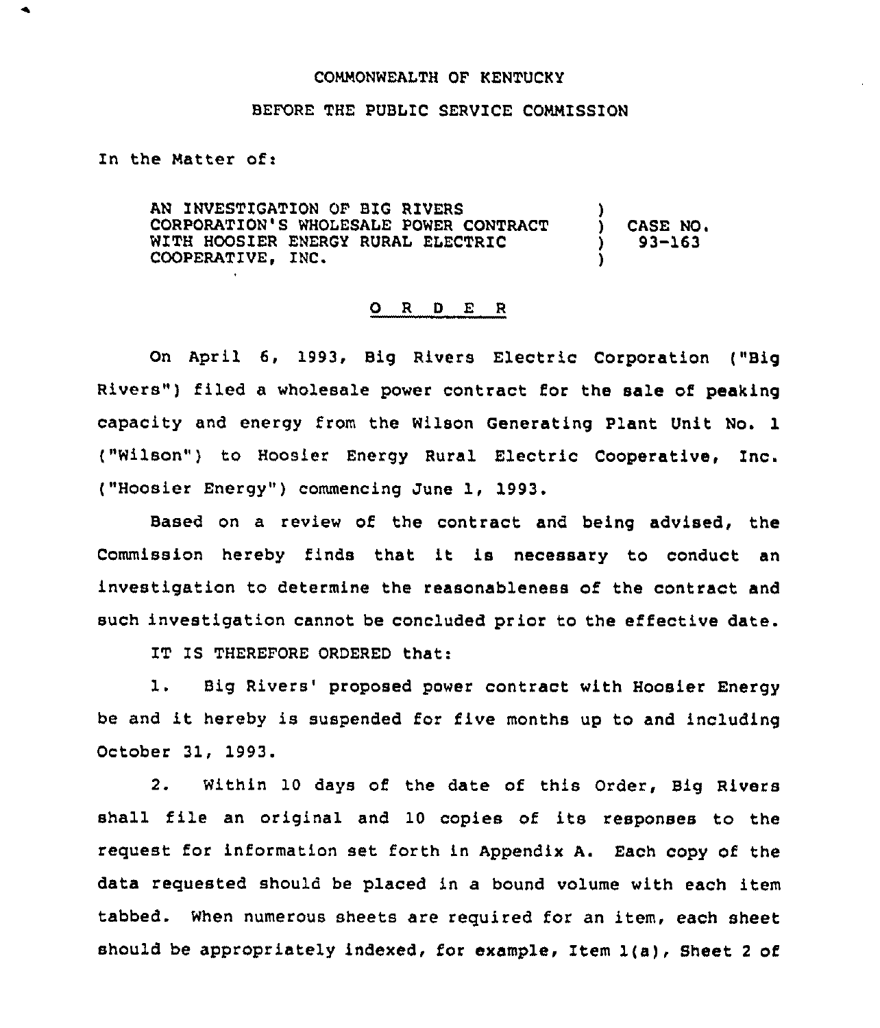COMMONWEALTH OF KENTUCKY

BEFORE THE PUBLIC SERVICE COMMISSION

In the Matter of:

AN INVESTIGATION OF BIG RIVERS CORPORATION'S WHOLESALE POWER CONTRACT WITH HOOSIER ENERGY RURAL ELECTRIC COOPERATIVE, INC. ) CASE NO. 93-163

O R D E R

On April 6, 1993, Big Rivers Electric Corporation ("Big Rivers") filed a wholesale power contract for the sale of peaking capacity and energy from the Wilson Generating Plant Unit No. 1 ("Wilson") to Hoosier Energy Rural Electric Cooperative, Inc. ("Hoosier Energy") commencing June 1, 1993.

Based on a review of the contract and being advised, the Commission hereby finds that it is necessary to conduct an investigation to determine the reasonableness of the contract and such investigation cannot be concluded prior to the effective date.

IT IS THEREFORE ORDERED that:

1. Big Rivers' proposed power contract with Hoosier Energy be and it hereby is suspended for five months up to and including October 31, 1993.

2. Within 10 days of the date of this Order, Big Rivers shall file an original and 10 copies of its responses to the request for information set forth in Appendix A. Each copy of the data requested should be placed in a bound volume with each item tabbed. When numerous sheets are required for an item, each sheet should be appropriately indexed, for example, Item 1(a), Sheet 2 of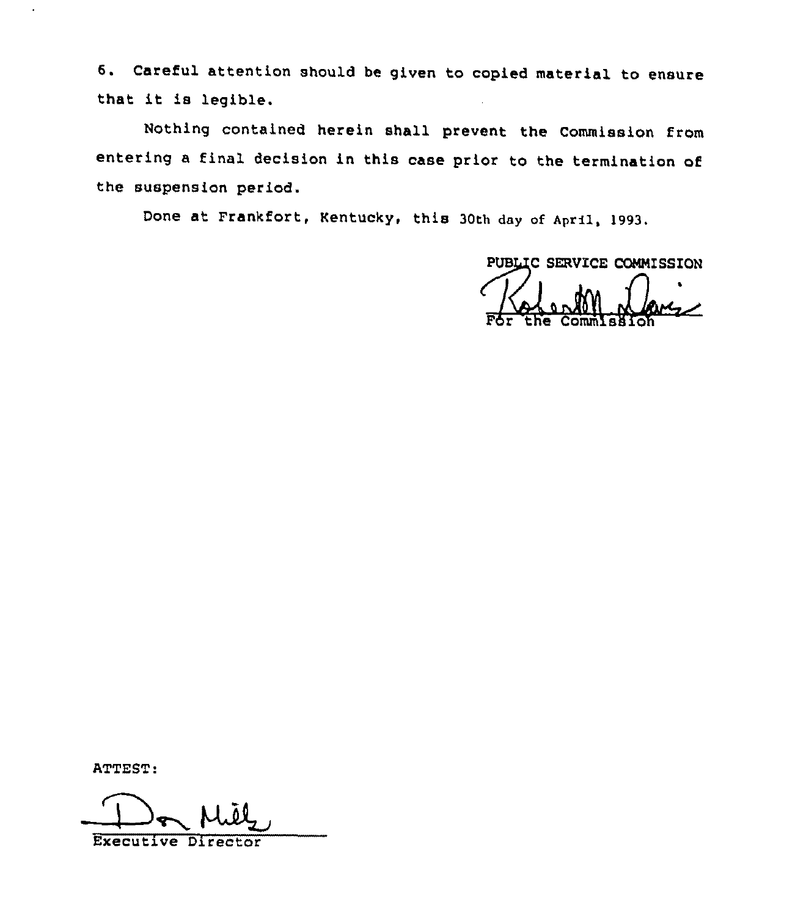6. Careful attention should be given to copied material to ensure that it is legible.

Nothing contained herein shall prevent the Commission from entering a final decision in this case prior to the termination of the suspension period.

Done at Frankfort, Kentucky, this 30th day of April, 1993.

PUBLIC SERVICE COMMISSION

For the Commission

ATTEST:

Executive Director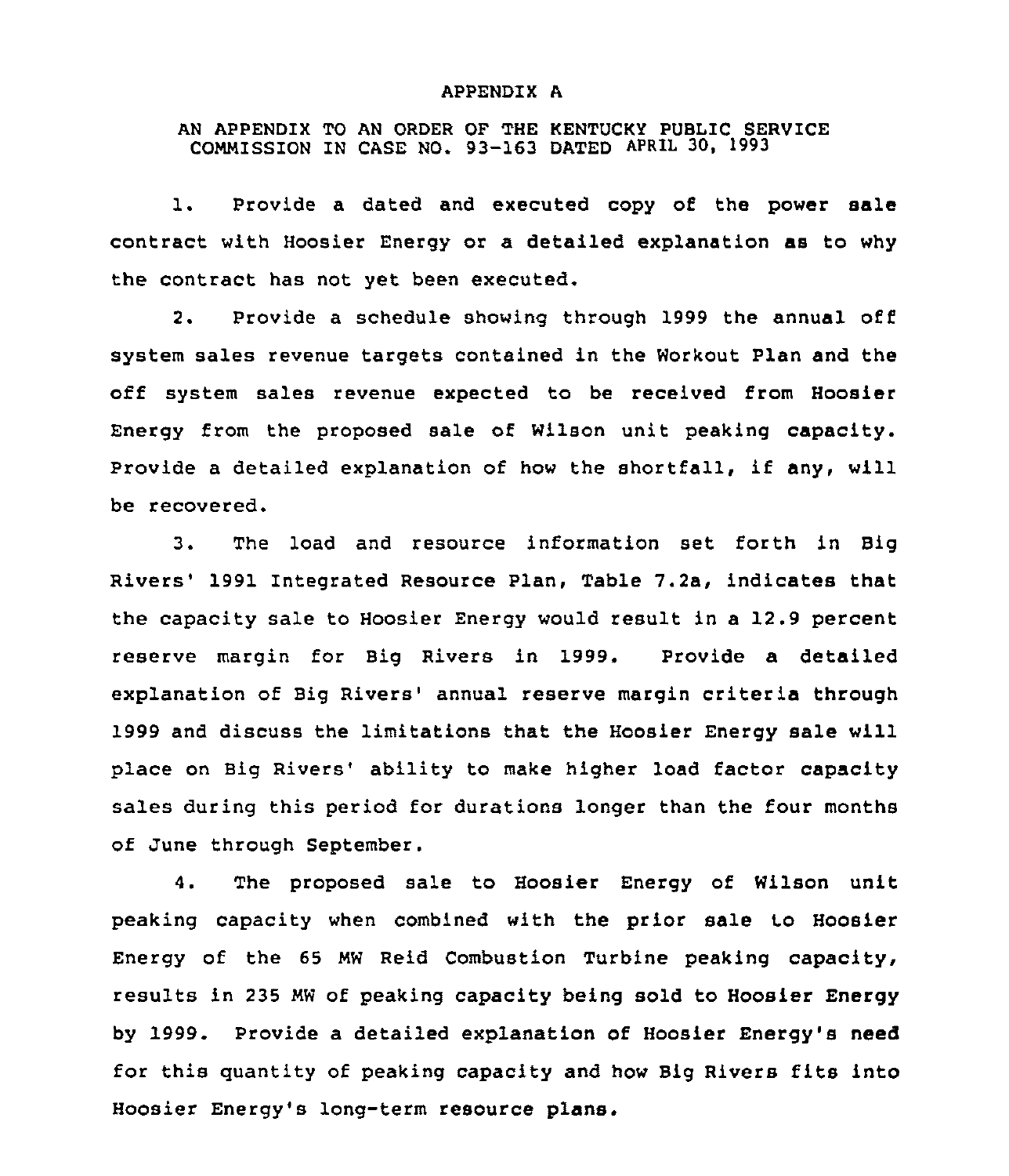# APPENDIX A

AN APPENDIX TO AN ORDER OF THE KENTUCKY PUBLIC SERVICE COMMISSION IN CASE NO. 93-163 DATED APRIL 30, 1993

1. Provide a dated and executed copy of the power sale contract with Hoosier Energy or a detailed explanation as to why the contract has not yet been executed.

2. Provide a schedule showing through 1999 the annual off system sales revenue targets contained in the Workout Plan and the off system sales revenue expected to be received from Hoosier Energy from the proposed sale of Wilson unit peaking capacity. Provide a detailed explanation of how the shortfall, if any, will be recovered.

3. The load and resource information set forth in Big Rivers' 1991 Integrated Resource Plan, Table 7.2a, indicates that the capacity sale to Hoosier Energy would result in a 12.9 percent reserve margin for Big Rivers in 1999. Provide a detailed explanation of Big Rivers' annual reserve margin criteria through 1999 and discuss the limitations that the Hoosier Energy sale will place on Big Rivers' ability to make higher load factor capacity sales during this period for durations longer than the four months of June through September.

4. The proposed sale to Hoosier Energy of Wilson unit peaking capacity when combined with the prior sale to Hoosier Energy of the 65 MW Reid Combustion Turbine peaking capacity, results in 235 MW of peaking capacity being sold to Hoosier Energy by 1999. Provide a detailed explanation of Hoosier Energy's need for this quantity of peaking capacity and how Big Rivers fits into Hoosier Energy's long-term resource plans.